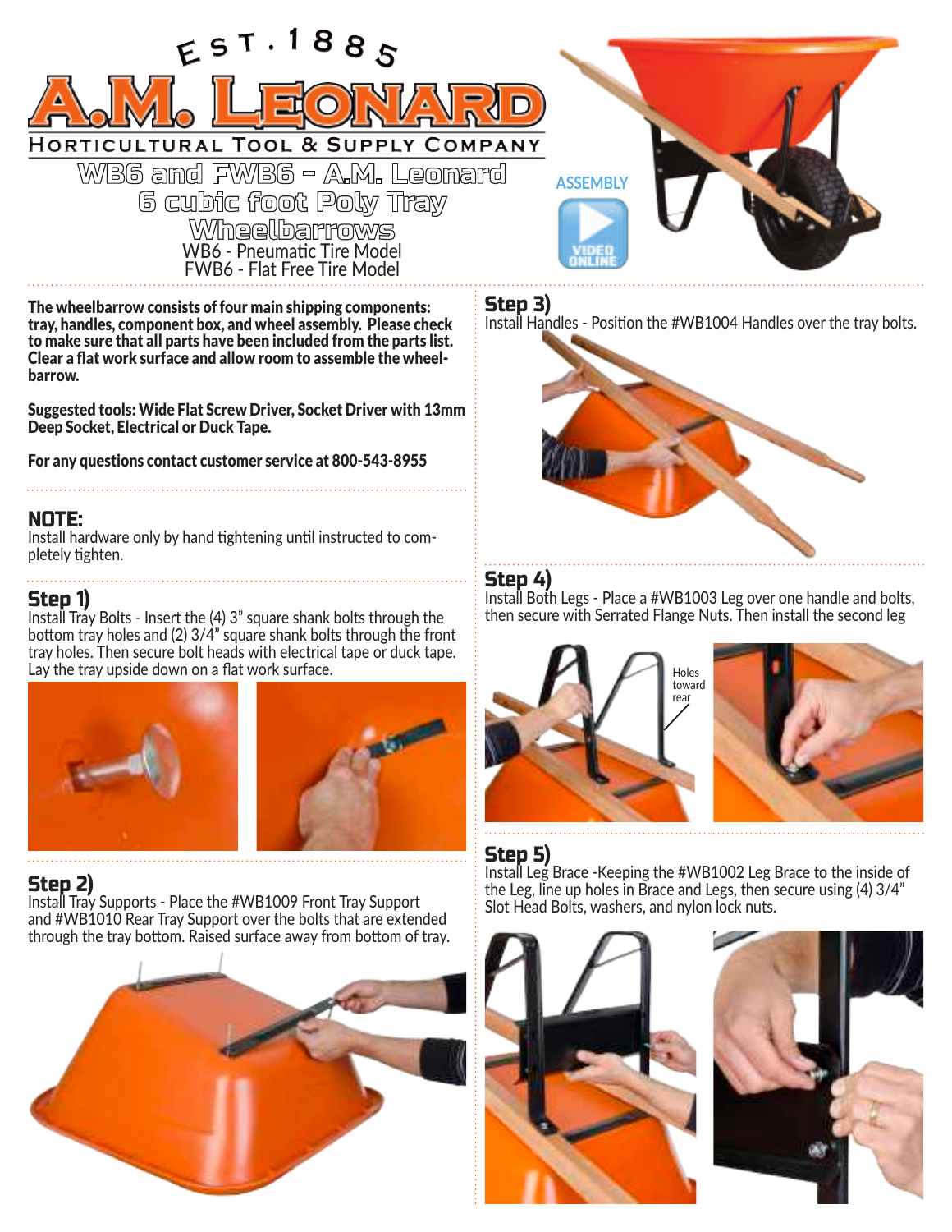EST. 1885

# A.M. LEONARD

HORTICULTURAL TOOL & SUPPLY COMPANY

## WB6 and FWB6 - A.M. Leonard 6 cubic foot Poly Tray Wheelbarrows

WB6 - Pneumatic Tire Model
FWB6 - Flat Free Tire Model

ASSEMBLY

VIDEO ONLINE

**The wheelbarrow consists of four main shipping components: tray, handles, component box, and wheel assembly. Please check to make sure that all parts have been included from the parts list. Clear a flat work surface and allow room to assemble the wheelbarrow.**

**Suggested tools: Wide Flat Screw Driver, Socket Driver with 13mm Deep Socket, Electrical or Duck Tape.**

**For any questions contact customer service at 800-543-8955**

### NOTE:

Install hardware only by hand tightening until instructed to completely tighten.

### Step 1)

Install Tray Bolts - Insert the (4) 3" square shank bolts through the bottom tray holes and (2) 3/4" square shank bolts through the front tray holes. Then secure bolt heads with electrical tape or duck tape. Lay the tray upside down on a flat work surface.

### Step 2)

Install Tray Supports - Place the #WB1009 Front Tray Support and #WB1010 Rear Tray Support over the bolts that are extended through the tray bottom. Raised surface away from bottom of tray.

### Step 3)

Install Handles - Position the #WB1004 Handles over the tray bolts.

### Step 4)

Install Both Legs - Place a #WB1003 Leg over one handle and bolts, then secure with Serrated Flange Nuts. Then install the second leg

Holes toward rear

### Step 5)

Install Leg Brace -Keeping the #WB1002 Leg Brace to the inside of the Leg, line up holes in Brace and Legs, then secure using (4) 3/4" Slot Head Bolts, washers, and nylon lock nuts.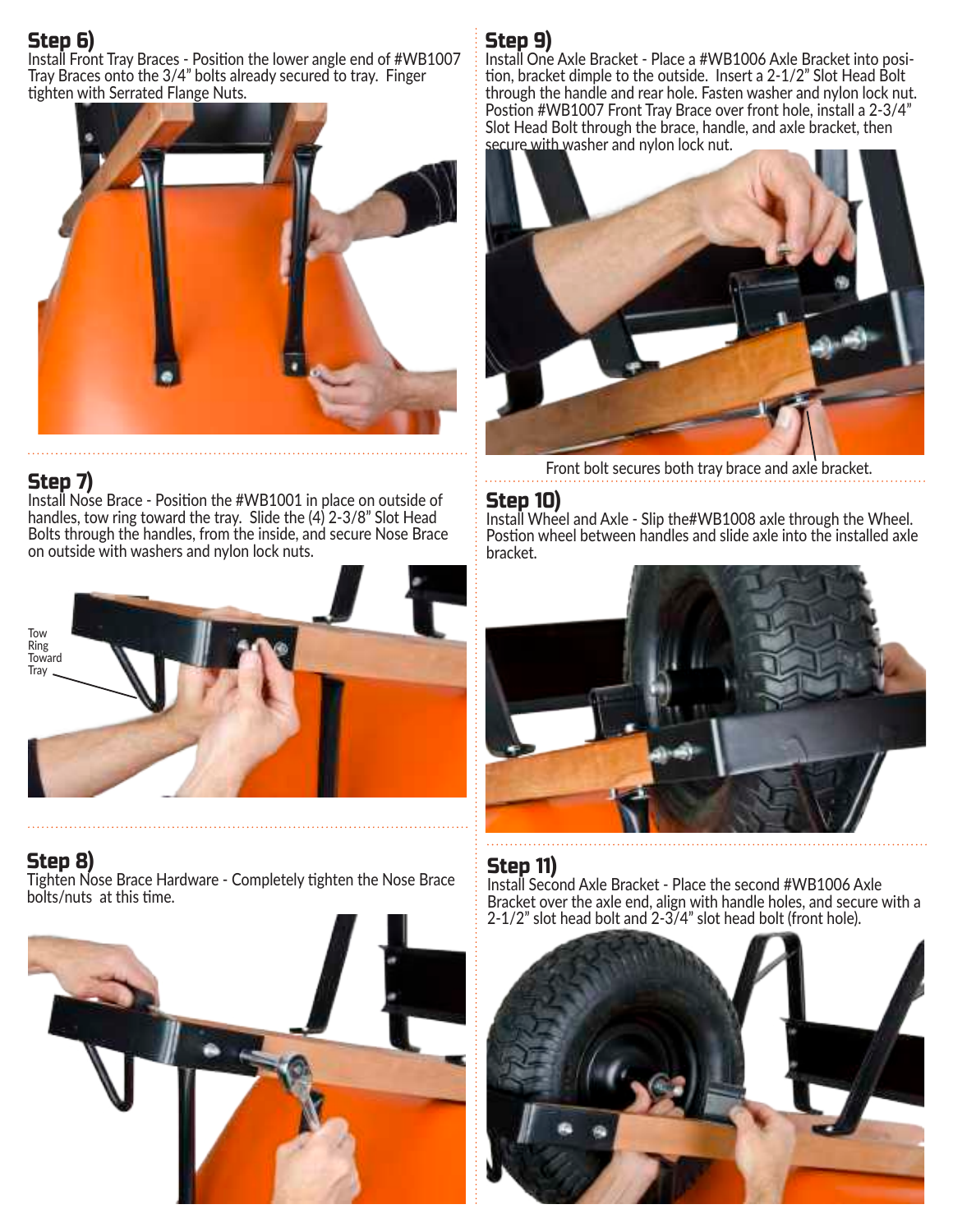## Step 6)

Install Front Tray Braces - Position the lower angle end of #WB1007 Tray Braces onto the 3/4" bolts already secured to tray. Finger tighten with Serrated Flange Nuts.

## Step 7)

Install Nose Brace - Position the #WB1001 in place on outside of handles, tow ring toward the tray. Slide the (4) 2-3/8" Slot Head Bolts through the handles, from the inside, and secure Nose Brace on outside with washers and nylon lock nuts.

Tow Ring Toward Tray

## Step 8)

Tighten Nose Brace Hardware - Completely tighten the Nose Brace bolts/nuts at this time.

## Step 9)

Install One Axle Bracket - Place a #WB1006 Axle Bracket into position, bracket dimple to the outside. Insert a 2-1/2" Slot Head Bolt through the handle and rear hole. Fasten washer and nylon lock nut. Postion #WB1007 Front Tray Brace over front hole, install a 2-3/4" Slot Head Bolt through the brace, handle, and axle bracket, then secure with washer and nylon lock nut.

Front bolt secures both tray brace and axle bracket.

## Step 10)

Install Wheel and Axle - Slip the#WB1008 axle through the Wheel. Postion wheel between handles and slide axle into the installed axle bracket.

## Step 11)

Install Second Axle Bracket - Place the second #WB1006 Axle Bracket over the axle end, align with handle holes, and secure with a 2-1/2" slot head bolt and 2-3/4" slot head bolt (front hole).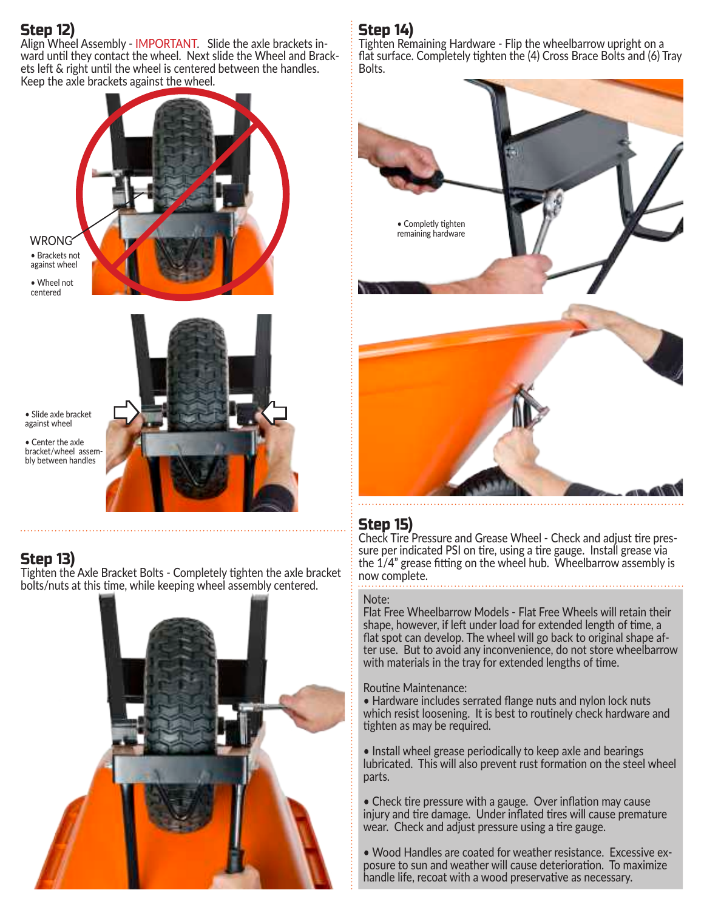## Step 12)

Align Wheel Assembly - IMPORTANT. Slide the axle brackets inward until they contact the wheel. Next slide the Wheel and Brackets left & right until the wheel is centered between the handles. Keep the axle brackets against the wheel.

WRONG

- Brackets not against wheel
- Wheel not centered

- Slide axle bracket against wheel
- Center the axle bracket/wheel assembly between handles

## Step 13)

Tighten the Axle Bracket Bolts - Completely tighten the axle bracket bolts/nuts at this time, while keeping wheel assembly centered.

## Step 14)

Tighten Remaining Hardware - Flip the wheelbarrow upright on a flat surface. Completely tighten the (4) Cross Brace Bolts and (6) Tray Bolts.

- Completly tighten remaining hardware

## Step 15)

Check Tire Pressure and Grease Wheel - Check and adjust tire pressure per indicated PSI on tire, using a tire gauge. Install grease via the 1/4" grease fitting on the wheel hub. Wheelbarrow assembly is now complete.

Note:
Flat Free Wheelbarrow Models - Flat Free Wheels will retain their shape, however, if left under load for extended length of time, a flat spot can develop. The wheel will go back to original shape after use. But to avoid any inconvenience, do not store wheelbarrow with materials in the tray for extended lengths of time.

Routine Maintenance:

- Hardware includes serrated flange nuts and nylon lock nuts which resist loosening. It is best to routinely check hardware and tighten as may be required.
- Install wheel grease periodically to keep axle and bearings lubricated. This will also prevent rust formation on the steel wheel parts.
- Check tire pressure with a gauge. Over inflation may cause injury and tire damage. Under inflated tires will cause premature wear. Check and adjust pressure using a tire gauge.
- Wood Handles are coated for weather resistance. Excessive exposure to sun and weather will cause deterioration. To maximize handle life, recoat with a wood preservative as necessary.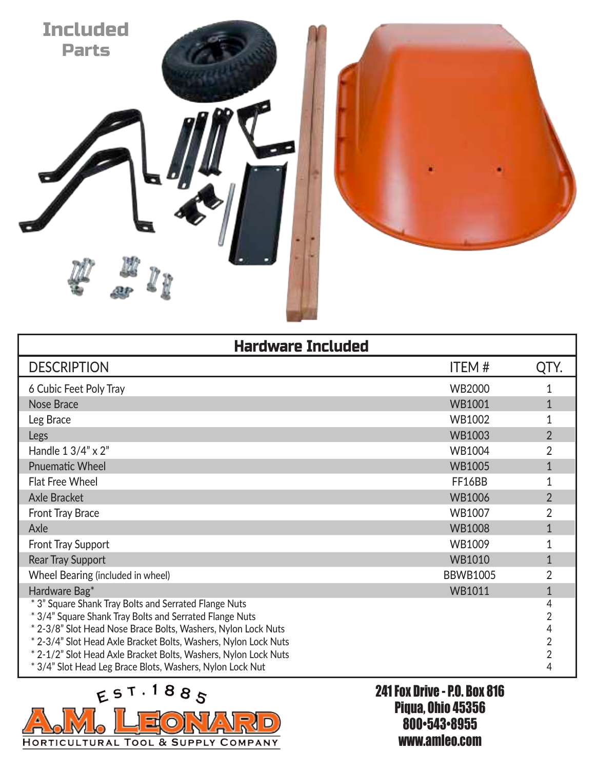## Included Parts

| Hardware Included | | |
|---|---|---|
| DESCRIPTION | ITEM # | QTY. |
| 6 Cubic Feet Poly Tray | WB2000 | 1 |
| Nose Brace | WB1001 | 1 |
| Leg Brace | WB1002 | 1 |
| Legs | WB1003 | 2 |
| Handle 1 3/4" x 2" | WB1004 | 2 |
| Pnuematic Wheel | WB1005 | 1 |
| Flat Free Wheel | FF16BB | 1 |
| Axle Bracket | WB1006 | 2 |
| Front Tray Brace | WB1007 | 2 |
| Axle | WB1008 | 1 |
| Front Tray Support | WB1009 | 1 |
| Rear Tray Support | WB1010 | 1 |
| Wheel Bearing (included in wheel) | BBWB1005 | 2 |
| Hardware Bag* | WB1011 | 1 |
| * 3" Square Shank Tray Bolts and Serrated Flange Nuts | | 4 |
| * 3/4" Square Shank Tray Bolts and Serrated Flange Nuts | | 2 |
| * 2-3/8" Slot Head Nose Brace Bolts, Washers, Nylon Lock Nuts | | 4 |
| * 2-3/4" Slot Head Axle Bracket Bolts, Washers, Nylon Lock Nuts | | 2 |
| * 2-1/2" Slot Head Axle Bracket Bolts, Washers, Nylon Lock Nuts | | 2 |
| * 3/4" Slot Head Leg Brace Blots, Washers, Nylon Lock Nut | | 4 |

EST. 1885
A.M. LEONARD
HORTICULTURAL TOOL & SUPPLY COMPANY

241 Fox Drive - P.O. Box 816
Piqua, Ohio 45356
800•543•8955
www.amleo.com